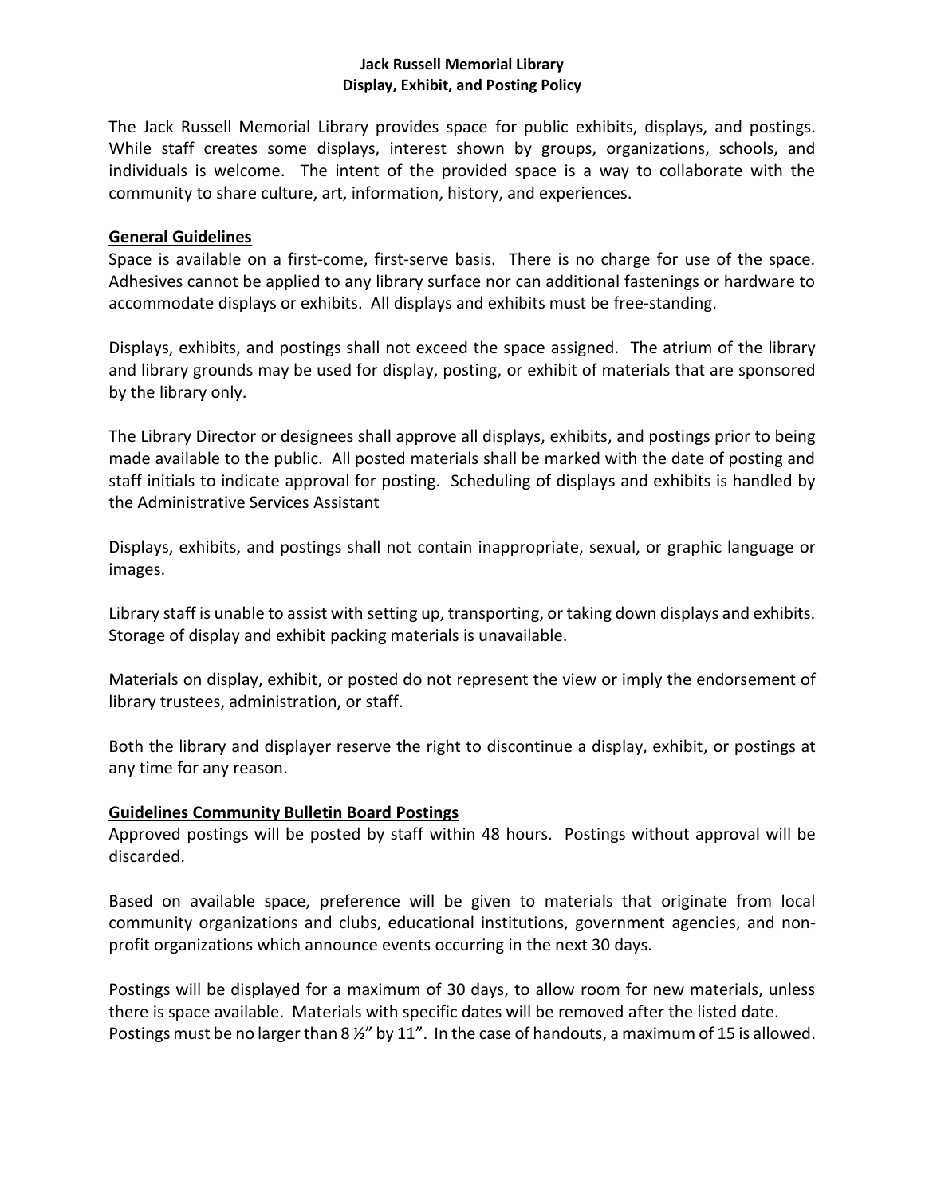# Jack Russell Memorial Library
## Display, Exhibit, and Posting Policy

The Jack Russell Memorial Library provides space for public exhibits, displays, and postings. While staff creates some displays, interest shown by groups, organizations, schools, and individuals is welcome. The intent of the provided space is a way to collaborate with the community to share culture, art, information, history, and experiences.

### General Guidelines

Space is available on a first-come, first-serve basis. There is no charge for use of the space. Adhesives cannot be applied to any library surface nor can additional fastenings or hardware to accommodate displays or exhibits. All displays and exhibits must be free-standing.

Displays, exhibits, and postings shall not exceed the space assigned. The atrium of the library and library grounds may be used for display, posting, or exhibit of materials that are sponsored by the library only.

The Library Director or designees shall approve all displays, exhibits, and postings prior to being made available to the public. All posted materials shall be marked with the date of posting and staff initials to indicate approval for posting. Scheduling of displays and exhibits is handled by the Administrative Services Assistant

Displays, exhibits, and postings shall not contain inappropriate, sexual, or graphic language or images.

Library staff is unable to assist with setting up, transporting, or taking down displays and exhibits. Storage of display and exhibit packing materials is unavailable.

Materials on display, exhibit, or posted do not represent the view or imply the endorsement of library trustees, administration, or staff.

Both the library and displayer reserve the right to discontinue a display, exhibit, or postings at any time for any reason.

### Guidelines Community Bulletin Board Postings

Approved postings will be posted by staff within 48 hours. Postings without approval will be discarded.

Based on available space, preference will be given to materials that originate from local community organizations and clubs, educational institutions, government agencies, and non-profit organizations which announce events occurring in the next 30 days.

Postings will be displayed for a maximum of 30 days, to allow room for new materials, unless there is space available. Materials with specific dates will be removed after the listed date. Postings must be no larger than 8 ½" by 11". In the case of handouts, a maximum of 15 is allowed.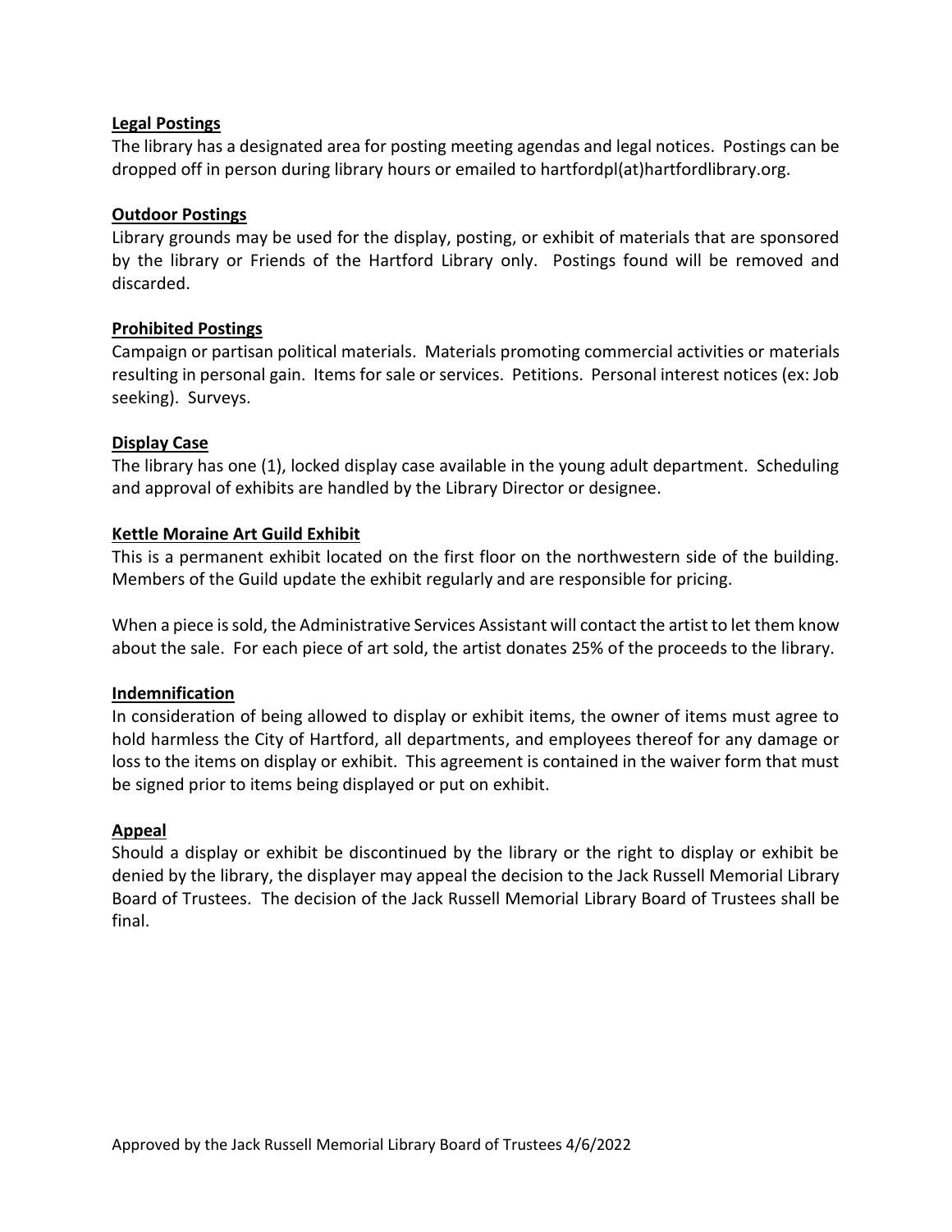**Legal Postings**

The library has a designated area for posting meeting agendas and legal notices. Postings can be dropped off in person during library hours or emailed to hartfordpl(at)hartfordlibrary.org.

**Outdoor Postings**

Library grounds may be used for the display, posting, or exhibit of materials that are sponsored by the library or Friends of the Hartford Library only. Postings found will be removed and discarded.

**Prohibited Postings**

Campaign or partisan political materials. Materials promoting commercial activities or materials resulting in personal gain. Items for sale or services. Petitions. Personal interest notices (ex: Job seeking). Surveys.

**Display Case**

The library has one (1), locked display case available in the young adult department. Scheduling and approval of exhibits are handled by the Library Director or designee.

**Kettle Moraine Art Guild Exhibit**

This is a permanent exhibit located on the first floor on the northwestern side of the building. Members of the Guild update the exhibit regularly and are responsible for pricing.

When a piece is sold, the Administrative Services Assistant will contact the artist to let them know about the sale. For each piece of art sold, the artist donates 25% of the proceeds to the library.

**Indemnification**

In consideration of being allowed to display or exhibit items, the owner of items must agree to hold harmless the City of Hartford, all departments, and employees thereof for any damage or loss to the items on display or exhibit. This agreement is contained in the waiver form that must be signed prior to items being displayed or put on exhibit.

**Appeal**

Should a display or exhibit be discontinued by the library or the right to display or exhibit be denied by the library, the displayer may appeal the decision to the Jack Russell Memorial Library Board of Trustees. The decision of the Jack Russell Memorial Library Board of Trustees shall be final.

Approved by the Jack Russell Memorial Library Board of Trustees 4/6/2022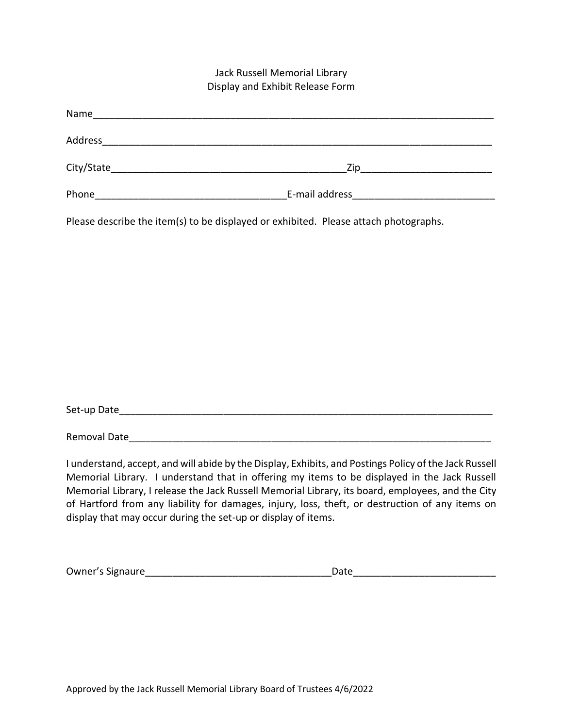# Jack Russell Memorial Library
## Display and Exhibit Release Form

Name___________________________________________________________________________

Address_________________________________________________________________________

City/State__________________________________________Zip________________________

Phone__________________________________E-mail address__________________________

Please describe the item(s) to be displayed or exhibited. Please attach photographs.

Set-up Date______________________________________________________________________

Removal Date____________________________________________________________________

I understand, accept, and will abide by the Display, Exhibits, and Postings Policy of the Jack Russell Memorial Library. I understand that in offering my items to be displayed in the Jack Russell Memorial Library, I release the Jack Russell Memorial Library, its board, employees, and the City of Hartford from any liability for damages, injury, loss, theft, or destruction of any items on display that may occur during the set-up or display of items.

Owner's Signaure_________________________________Date_________________________

Approved by the Jack Russell Memorial Library Board of Trustees 4/6/2022